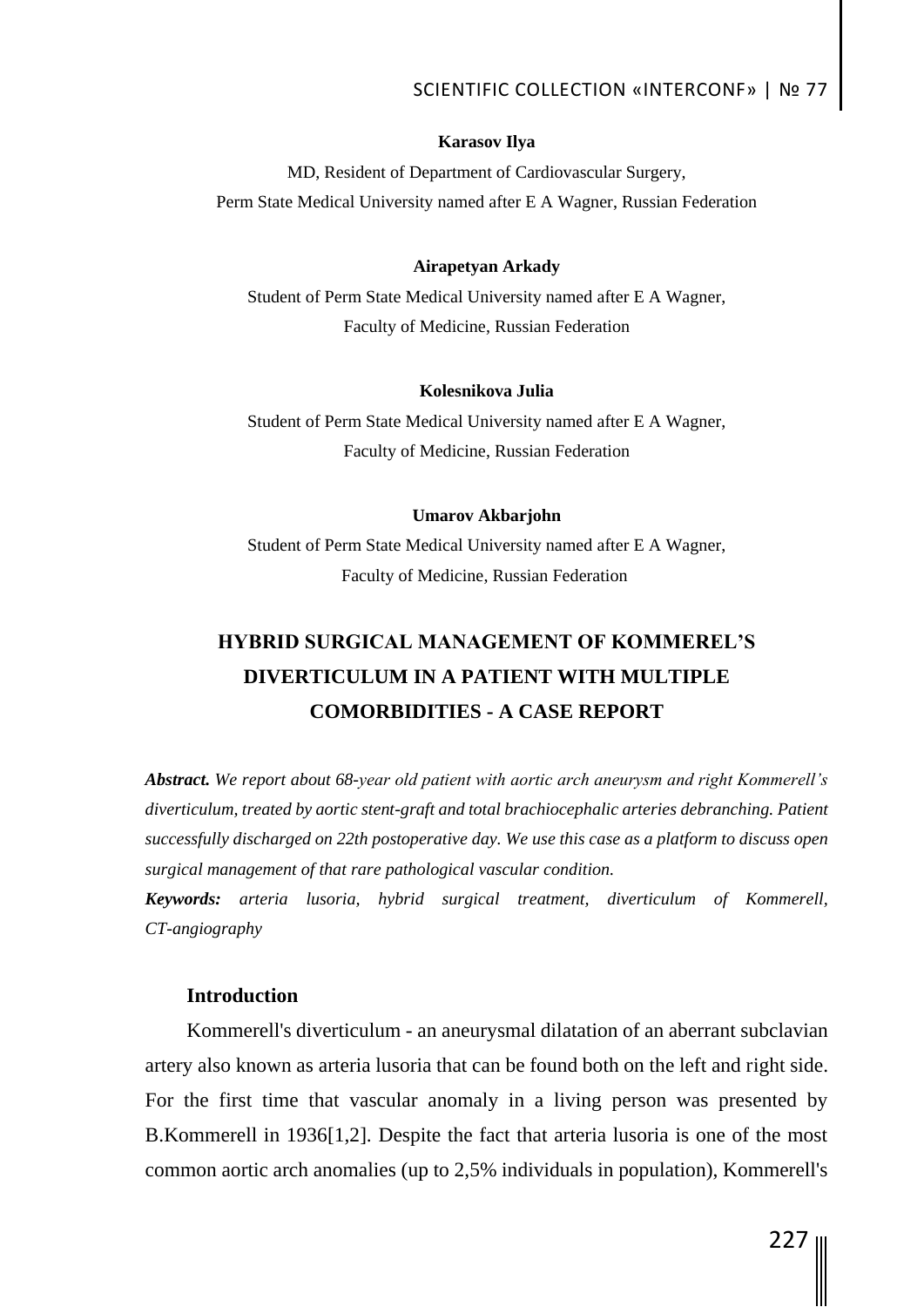**Karasov Ilya**

MD, Resident of Department of Cardiovascular Surgery,
Perm State Medical University named after E A Wagner, Russian Federation

**Airapetyan Arkady**

Student of Perm State Medical University named after E A Wagner,
Faculty of Medicine, Russian Federation

**Kolesnikova Julia**

Student of Perm State Medical University named after E A Wagner,
Faculty of Medicine, Russian Federation

**Umarov Akbarjohn**

Student of Perm State Medical University named after E A Wagner,
Faculty of Medicine, Russian Federation

# HYBRID SURGICAL MANAGEMENT OF KOMMEREL'S DIVERTICULUM IN A PATIENT WITH MULTIPLE COMORBIDITIES - A CASE REPORT

***Abstract.*** *We report about 68-year old patient with aortic arch aneurysm and right Kommerell's diverticulum, treated by aortic stent-graft and total brachiocephalic arteries debranching. Patient successfully discharged on 22th postoperative day. We use this case as a platform to discuss open surgical management of that rare pathological vascular condition.*

***Keywords:*** *arteria lusoria, hybrid surgical treatment, diverticulum of Kommerell, CT-angiography*

## Introduction

Kommerell's diverticulum - an aneurysmal dilatation of an aberrant subclavian artery also known as arteria lusoria that can be found both on the left and right side. For the first time that vascular anomaly in a living person was presented by B.Kommerell in 1936[1,2]. Despite the fact that arteria lusoria is one of the most common aortic arch anomalies (up to 2,5% individuals in population), Kommerell's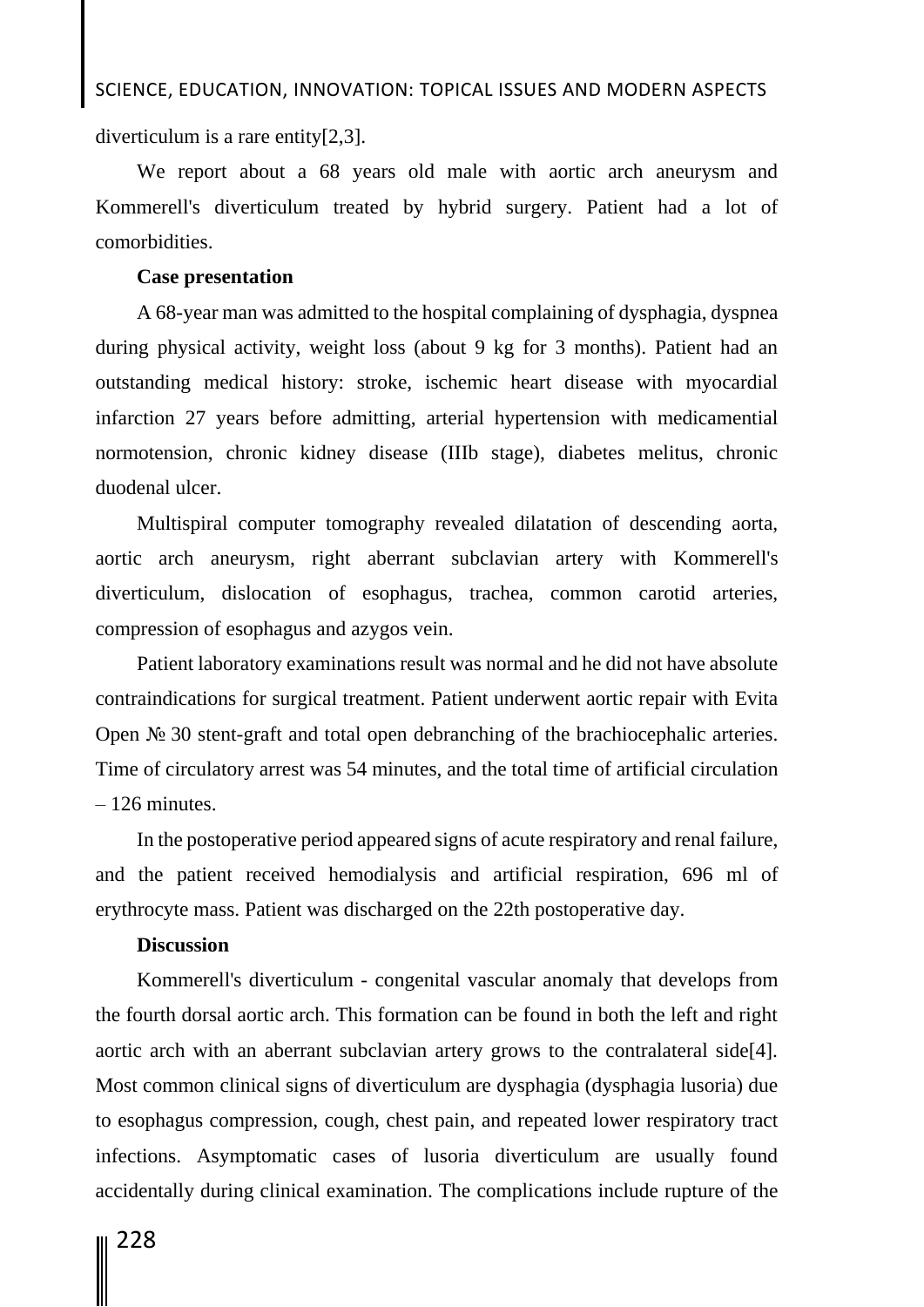diverticulum is a rare entity[2,3].

We report about a 68 years old male with aortic arch aneurysm and Kommerell's diverticulum treated by hybrid surgery. Patient had a lot of comorbidities.

**Case presentation**

A 68-year man was admitted to the hospital complaining of dysphagia, dyspnea during physical activity, weight loss (about 9 kg for 3 months). Patient had an outstanding medical history: stroke, ischemic heart disease with myocardial infarction 27 years before admitting, arterial hypertension with medicamential normotension, chronic kidney disease (IIIb stage), diabetes melitus, chronic duodenal ulcer.

Multispiral computer tomography revealed dilatation of descending aorta, aortic arch aneurysm, right aberrant subclavian artery with Kommerell's diverticulum, dislocation of esophagus, trachea, common carotid arteries, compression of esophagus and azygos vein.

Patient laboratory examinations result was normal and he did not have absolute contraindications for surgical treatment. Patient underwent aortic repair with Evita Open № 30 stent-graft and total open debranching of the brachiocephalic arteries. Time of circulatory arrest was 54 minutes, and the total time of artificial circulation – 126 minutes.

In the postoperative period appeared signs of acute respiratory and renal failure, and the patient received hemodialysis and artificial respiration, 696 ml of erythrocyte mass. Patient was discharged on the 22th postoperative day.

**Discussion**

Kommerell's diverticulum - congenital vascular anomaly that develops from the fourth dorsal aortic arch. This formation can be found in both the left and right aortic arch with an aberrant subclavian artery grows to the contralateral side[4]. Most common clinical signs of diverticulum are dysphagia (dysphagia lusoria) due to esophagus compression, cough, chest pain, and repeated lower respiratory tract infections. Asymptomatic cases of lusoria diverticulum are usually found accidentally during clinical examination. The complications include rupture of the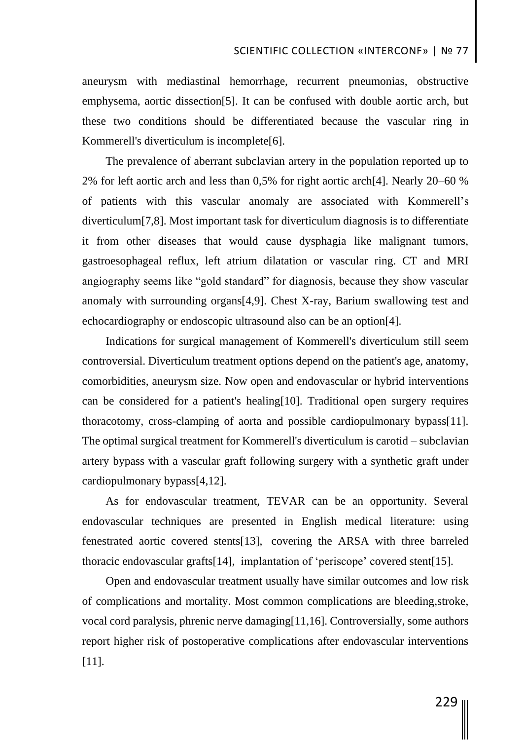aneurysm with mediastinal hemorrhage, recurrent pneumonias, obstructive emphysema, aortic dissection[5]. It can be confused with double aortic arch, but these two conditions should be differentiated because the vascular ring in Kommerell's diverticulum is incomplete[6].

The prevalence of aberrant subclavian artery in the population reported up to 2% for left aortic arch and less than 0,5% for right aortic arch[4]. Nearly 20–60 % of patients with this vascular anomaly are associated with Kommerell's diverticulum[7,8]. Most important task for diverticulum diagnosis is to differentiate it from other diseases that would cause dysphagia like malignant tumors, gastroesophageal reflux, left atrium dilatation or vascular ring. CT and MRI angiography seems like "gold standard" for diagnosis, because they show vascular anomaly with surrounding organs[4,9]. Chest X-ray, Barium swallowing test and echocardiography or endoscopic ultrasound also can be an option[4].

Indications for surgical management of Kommerell's diverticulum still seem controversial. Diverticulum treatment options depend on the patient's age, anatomy, comorbidities, aneurysm size. Now open and endovascular or hybrid interventions can be considered for a patient's healing[10]. Traditional open surgery requires thoracotomy, cross-clamping of aorta and possible cardiopulmonary bypass[11]. The optimal surgical treatment for Kommerell's diverticulum is carotid – subclavian artery bypass with a vascular graft following surgery with a synthetic graft under cardiopulmonary bypass[4,12].

As for endovascular treatment, TEVAR can be an opportunity. Several endovascular techniques are presented in English medical literature: using fenestrated aortic covered stents[13], covering the ARSA with three barreled thoracic endovascular grafts[14], implantation of 'periscope' covered stent[15].

Open and endovascular treatment usually have similar outcomes and low risk of complications and mortality. Most common complications are bleeding,stroke, vocal cord paralysis, phrenic nerve damaging[11,16]. Controversially, some authors report higher risk of postoperative complications after endovascular interventions [11].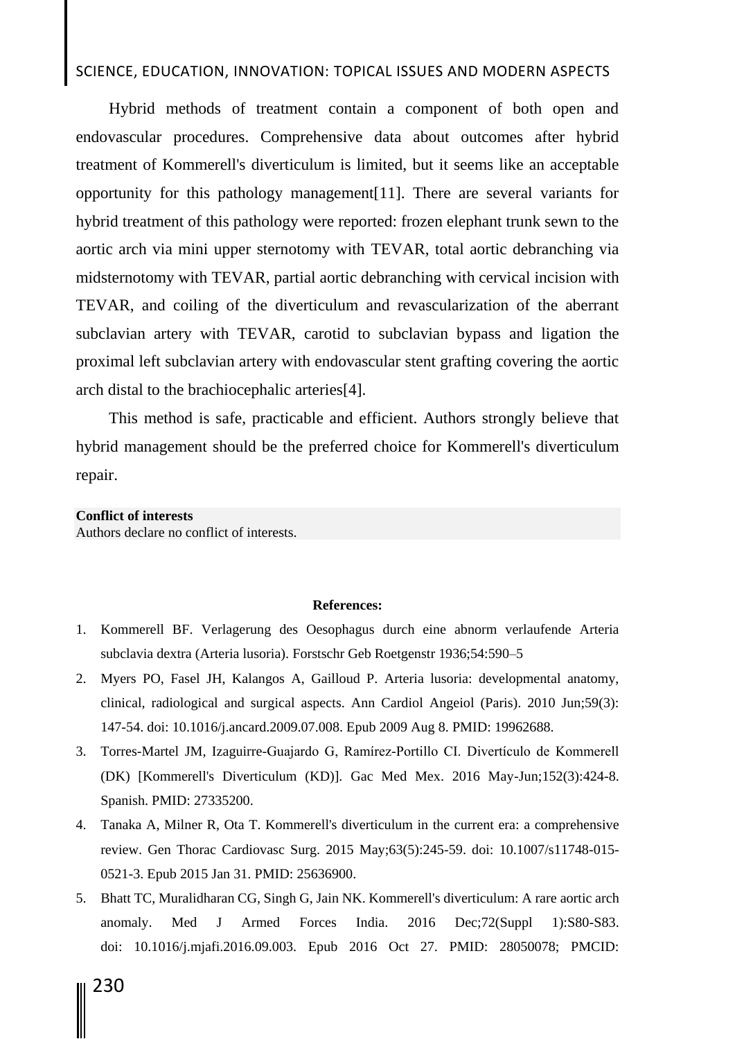Hybrid methods of treatment contain a component of both open and endovascular procedures. Comprehensive data about outcomes after hybrid treatment of Kommerell's diverticulum is limited, but it seems like an acceptable opportunity for this pathology management[11]. There are several variants for hybrid treatment of this pathology were reported: frozen elephant trunk sewn to the aortic arch via mini upper sternotomy with TEVAR, total aortic debranching via midsternotomy with TEVAR, partial aortic debranching with cervical incision with TEVAR, and coiling of the diverticulum and revascularization of the aberrant subclavian artery with TEVAR, carotid to subclavian bypass and ligation the proximal left subclavian artery with endovascular stent grafting covering the aortic arch distal to the brachiocephalic arteries[4].

This method is safe, practicable and efficient. Authors strongly believe that hybrid management should be the preferred choice for Kommerell's diverticulum repair.

**Conflict of interests**
Authors declare no conflict of interests.

**References:**

1. Kommerell BF. Verlagerung des Oesophagus durch eine abnorm verlaufende Arteria subclavia dextra (Arteria lusoria). Forstschr Geb Roetgenstr 1936;54:590–5
2. Myers PO, Fasel JH, Kalangos A, Gailloud P. Arteria lusoria: developmental anatomy, clinical, radiological and surgical aspects. Ann Cardiol Angeiol (Paris). 2010 Jun;59(3): 147-54. doi: 10.1016/j.ancard.2009.07.008. Epub 2009 Aug 8. PMID: 19962688.
3. Torres-Martel JM, Izaguirre-Guajardo G, Ramírez-Portillo CI. Divertículo de Kommerell (DK) [Kommerell's Diverticulum (KD)]. Gac Med Mex. 2016 May-Jun;152(3):424-8. Spanish. PMID: 27335200.
4. Tanaka A, Milner R, Ota T. Kommerell's diverticulum in the current era: a comprehensive review. Gen Thorac Cardiovasc Surg. 2015 May;63(5):245-59. doi: 10.1007/s11748-015-0521-3. Epub 2015 Jan 31. PMID: 25636900.
5. Bhatt TC, Muralidharan CG, Singh G, Jain NK. Kommerell's diverticulum: A rare aortic arch anomaly. Med J Armed Forces India. 2016 Dec;72(Suppl 1):S80-S83. doi: 10.1016/j.mjafi.2016.09.003. Epub 2016 Oct 27. PMID: 28050078; PMCID: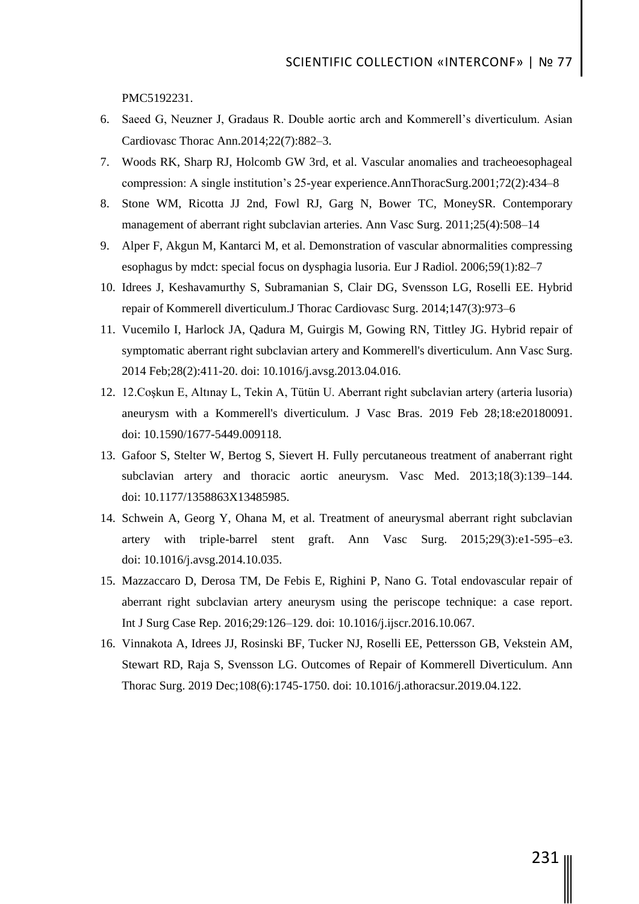PMC5192231.

6. Saeed G, Neuzner J, Gradaus R. Double aortic arch and Kommerell's diverticulum. Asian Cardiovasc Thorac Ann.2014;22(7):882–3.
7. Woods RK, Sharp RJ, Holcomb GW 3rd, et al. Vascular anomalies and tracheoesophageal compression: A single institution's 25-year experience.AnnThoracSurg.2001;72(2):434–8
8. Stone WM, Ricotta JJ 2nd, Fowl RJ, Garg N, Bower TC, MoneySR. Contemporary management of aberrant right subclavian arteries. Ann Vasc Surg. 2011;25(4):508–14
9. Alper F, Akgun M, Kantarci M, et al. Demonstration of vascular abnormalities compressing esophagus by mdct: special focus on dysphagia lusoria. Eur J Radiol. 2006;59(1):82–7
10. Idrees J, Keshavamurthy S, Subramanian S, Clair DG, Svensson LG, Roselli EE. Hybrid repair of Kommerell diverticulum.J Thorac Cardiovasc Surg. 2014;147(3):973–6
11. Vucemilo I, Harlock JA, Qadura M, Guirgis M, Gowing RN, Tittley JG. Hybrid repair of symptomatic aberrant right subclavian artery and Kommerell's diverticulum. Ann Vasc Surg. 2014 Feb;28(2):411-20. doi: 10.1016/j.avsg.2013.04.016.
12. 12.Coşkun E, Altınay L, Tekin A, Tütün U. Aberrant right subclavian artery (arteria lusoria) aneurysm with a Kommerell's diverticulum. J Vasc Bras. 2019 Feb 28;18:e20180091. doi: 10.1590/1677-5449.009118.
13. Gafoor S, Stelter W, Bertog S, Sievert H. Fully percutaneous treatment of anaberrant right subclavian artery and thoracic aortic aneurysm. Vasc Med. 2013;18(3):139–144. doi: 10.1177/1358863X13485985.
14. Schwein A, Georg Y, Ohana M, et al. Treatment of aneurysmal aberrant right subclavian artery with triple-barrel stent graft. Ann Vasc Surg. 2015;29(3):e1-595–e3. doi: 10.1016/j.avsg.2014.10.035.
15. Mazzaccaro D, Derosa TM, De Febis E, Righini P, Nano G. Total endovascular repair of aberrant right subclavian artery aneurysm using the periscope technique: a case report. Int J Surg Case Rep. 2016;29:126–129. doi: 10.1016/j.ijscr.2016.10.067.
16. Vinnakota A, Idrees JJ, Rosinski BF, Tucker NJ, Roselli EE, Pettersson GB, Vekstein AM, Stewart RD, Raja S, Svensson LG. Outcomes of Repair of Kommerell Diverticulum. Ann Thorac Surg. 2019 Dec;108(6):1745-1750. doi: 10.1016/j.athoracsur.2019.04.122.